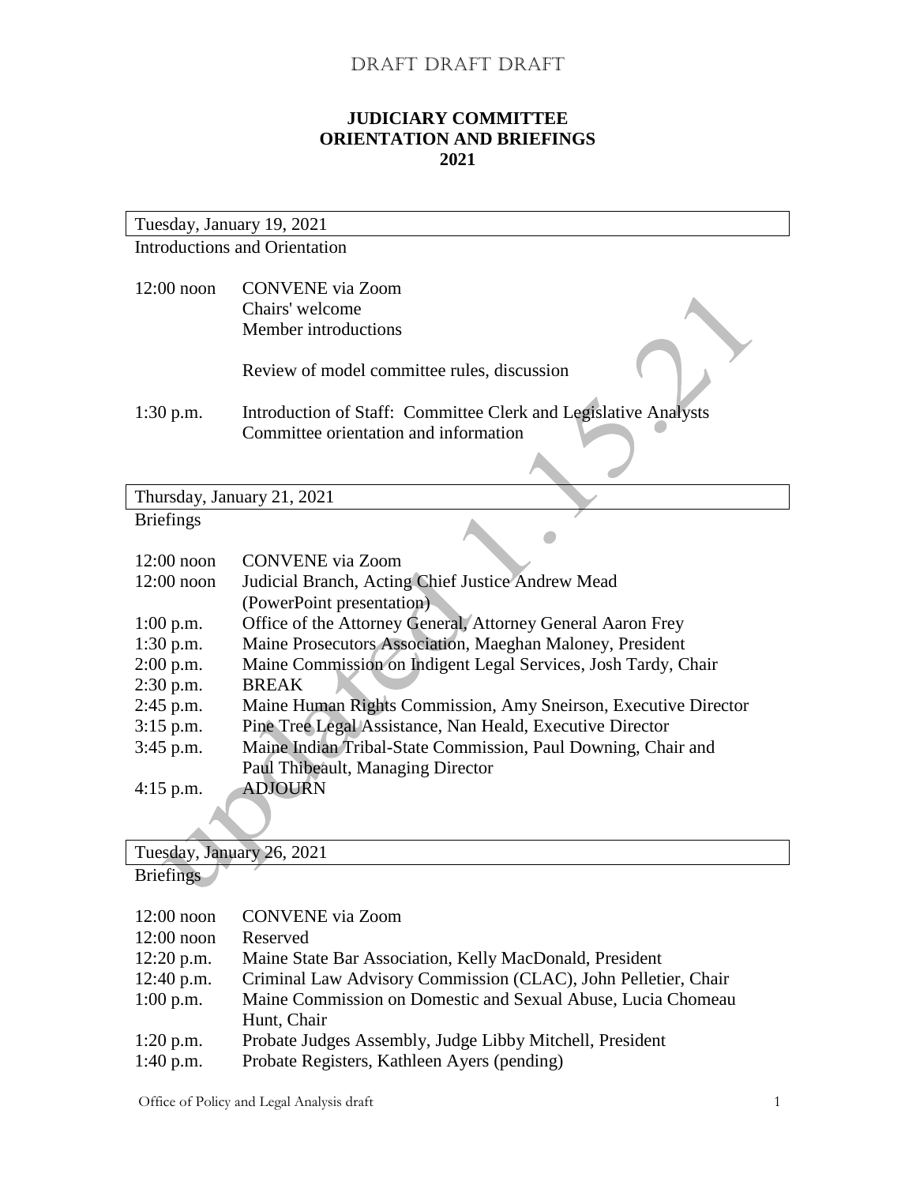DRAFT DRAFT DRAFT

**JUDICIARY COMMITTEE**
**ORIENTATION AND BRIEFINGS**
**2021**

updated 1.15.21

| Tuesday, January 19, 2021 |
|---|

Introductions and Orientation

| | |
|---|---|
| 12:00 noon | CONVENE via Zoom<br>Chairs' welcome<br>Member introductions<br><br>Review of model committee rules, discussion |
| 1:30 p.m. | Introduction of Staff: Committee Clerk and Legislative Analysts<br>Committee orientation and information |

| Thursday, January 21, 2021 |
|---|

Briefings

| | |
|---|---|
| 12:00 noon | CONVENE via Zoom |
| 12:00 noon | Judicial Branch, Acting Chief Justice Andrew Mead<br>(PowerPoint presentation) |
| 1:00 p.m. | Office of the Attorney General, Attorney General Aaron Frey |
| 1:30 p.m. | Maine Prosecutors Association, Maeghan Maloney, President |
| 2:00 p.m. | Maine Commission on Indigent Legal Services, Josh Tardy, Chair |
| 2:30 p.m. | BREAK |
| 2:45 p.m. | Maine Human Rights Commission, Amy Sneirson, Executive Director |
| 3:15 p.m. | Pine Tree Legal Assistance, Nan Heald, Executive Director |
| 3:45 p.m. | Maine Indian Tribal-State Commission, Paul Downing, Chair and<br>Paul Thibeault, Managing Director |
| 4:15 p.m. | ADJOURN |

| Tuesday, January 26, 2021 |
|---|

Briefings

| | |
|---|---|
| 12:00 noon | CONVENE via Zoom |
| 12:00 noon | Reserved |
| 12:20 p.m. | Maine State Bar Association, Kelly MacDonald, President |
| 12:40 p.m. | Criminal Law Advisory Commission (CLAC), John Pelletier, Chair |
| 1:00 p.m. | Maine Commission on Domestic and Sexual Abuse, Lucia Chomeau<br>Hunt, Chair |
| 1:20 p.m. | Probate Judges Assembly, Judge Libby Mitchell, President |
| 1:40 p.m. | Probate Registers, Kathleen Ayers (pending) |

Office of Policy and Legal Analysis draft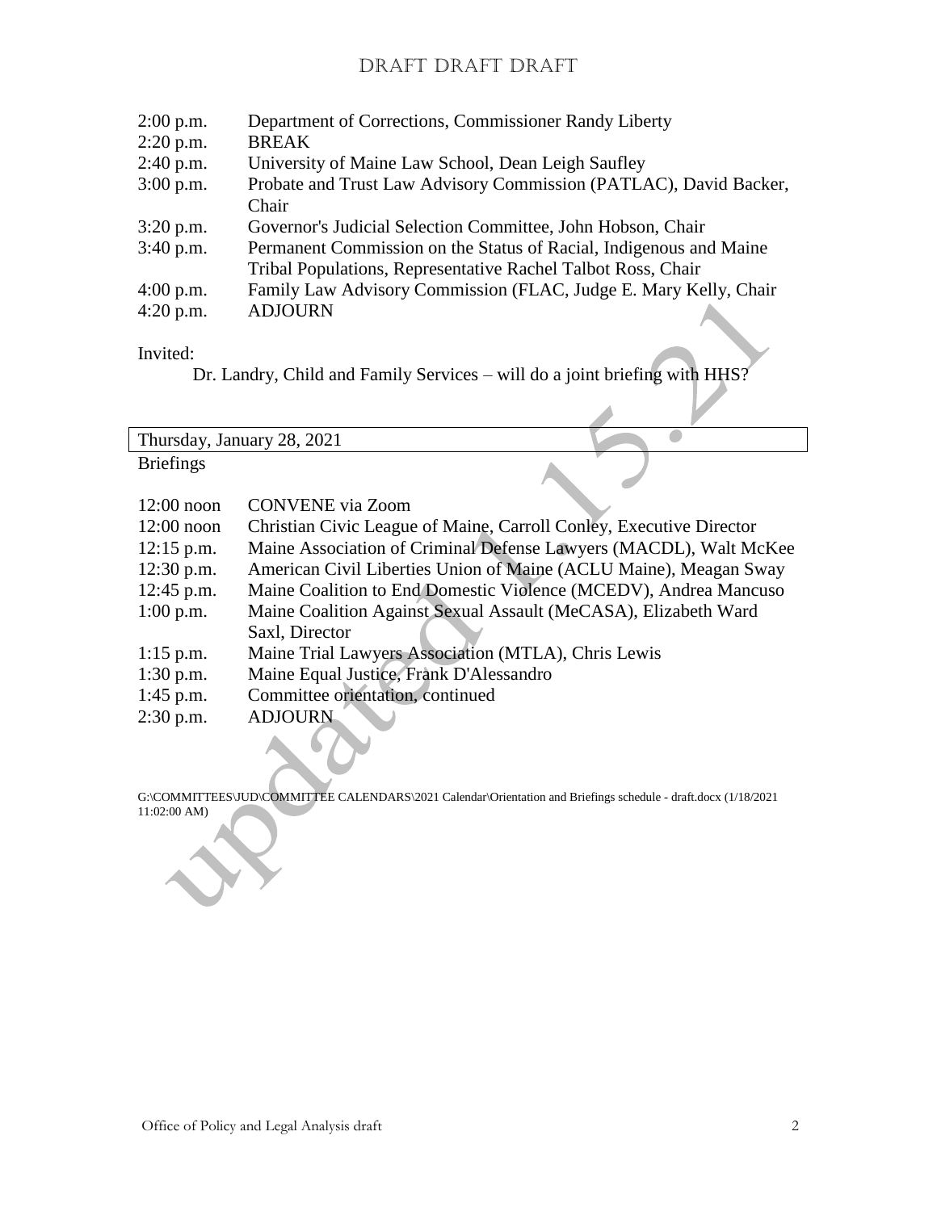| | |
|---|---|
| 2:00 p.m. | Department of Corrections, Commissioner Randy Liberty |
| 2:20 p.m. | BREAK |
| 2:40 p.m. | University of Maine Law School, Dean Leigh Saufley |
| 3:00 p.m. | Probate and Trust Law Advisory Commission (PATLAC), David Backer, Chair |
| 3:20 p.m. | Governor's Judicial Selection Committee, John Hobson, Chair |
| 3:40 p.m. | Permanent Commission on the Status of Racial, Indigenous and Maine Tribal Populations, Representative Rachel Talbot Ross, Chair |
| 4:00 p.m. | Family Law Advisory Commission (FLAC, Judge E. Mary Kelly, Chair |
| 4:20 p.m. | ADJOURN |

Invited:

Dr. Landry, Child and Family Services – will do a joint briefing with HHS?

**Thursday, January 28, 2021**

**Briefings**

| | |
|---|---|
| 12:00 noon | CONVENE via Zoom |
| 12:00 noon | Christian Civic League of Maine, Carroll Conley, Executive Director |
| 12:15 p.m. | Maine Association of Criminal Defense Lawyers (MACDL), Walt McKee |
| 12:30 p.m. | American Civil Liberties Union of Maine (ACLU Maine), Meagan Sway |
| 12:45 p.m. | Maine Coalition to End Domestic Violence (MCEDV), Andrea Mancuso |
| 1:00 p.m. | Maine Coalition Against Sexual Assault (MeCASA), Elizabeth Ward Saxl, Director |
| 1:15 p.m. | Maine Trial Lawyers Association (MTLA), Chris Lewis |
| 1:30 p.m. | Maine Equal Justice, Frank D'Alessandro |
| 1:45 p.m. | Committee orientation, continued |
| 2:30 p.m. | ADJOURN |

G:\COMMITTEES\JUD\COMMITTEE CALENDARS\2021 Calendar\Orientation and Briefings schedule - draft.docx (1/18/2021 11:02:00 AM)

updated 1.15.21